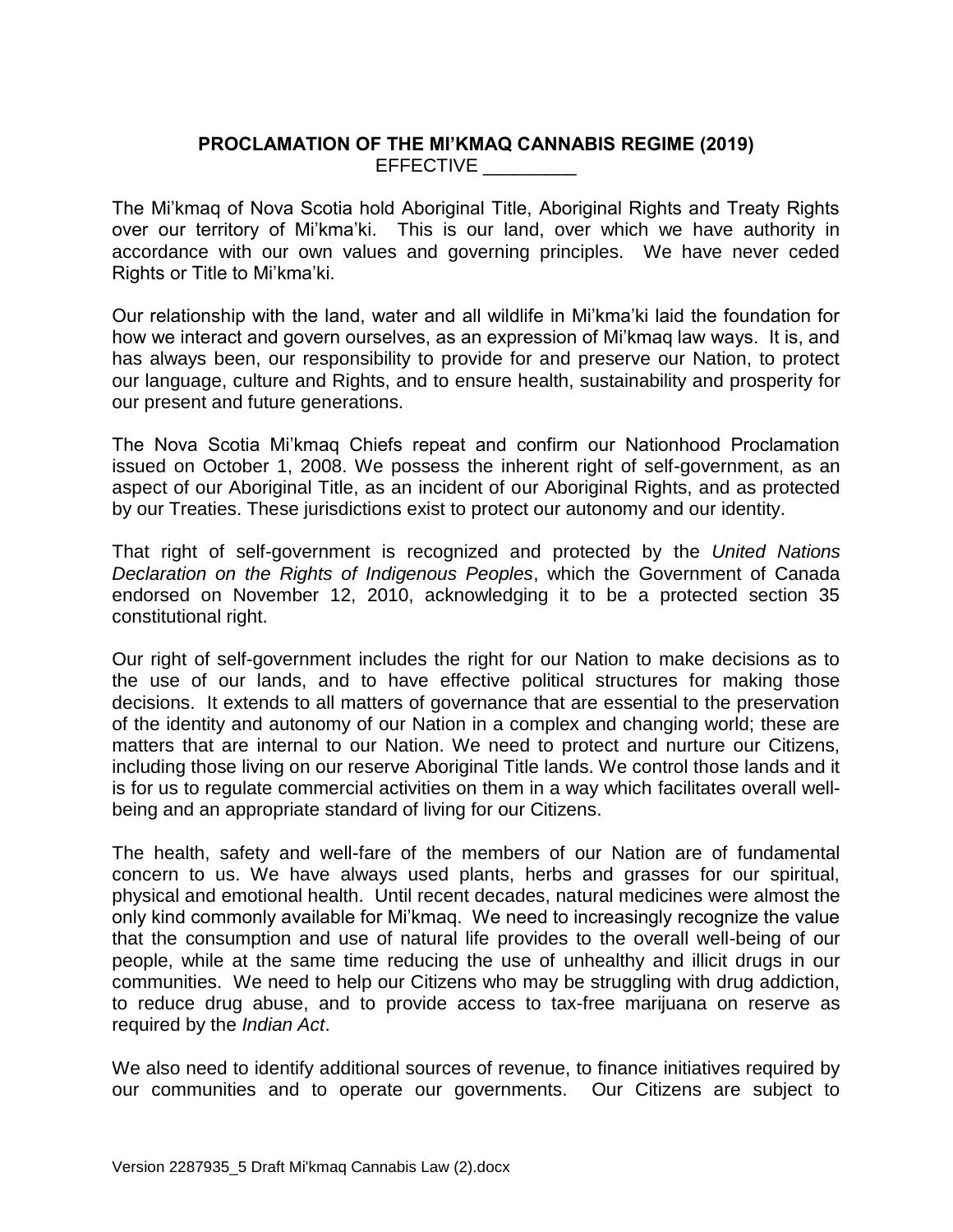**PROCLAMATION OF THE MI'KMAQ CANNABIS REGIME (2019)**
EFFECTIVE _________

The Mi'kmaq of Nova Scotia hold Aboriginal Title, Aboriginal Rights and Treaty Rights over our territory of Mi'kma'ki. This is our land, over which we have authority in accordance with our own values and governing principles. We have never ceded Rights or Title to Mi'kma'ki.

Our relationship with the land, water and all wildlife in Mi'kma'ki laid the foundation for how we interact and govern ourselves, as an expression of Mi'kmaq law ways. It is, and has always been, our responsibility to provide for and preserve our Nation, to protect our language, culture and Rights, and to ensure health, sustainability and prosperity for our present and future generations.

The Nova Scotia Mi'kmaq Chiefs repeat and confirm our Nationhood Proclamation issued on October 1, 2008. We possess the inherent right of self-government, as an aspect of our Aboriginal Title, as an incident of our Aboriginal Rights, and as protected by our Treaties. These jurisdictions exist to protect our autonomy and our identity.

That right of self-government is recognized and protected by the *United Nations Declaration on the Rights of Indigenous Peoples*, which the Government of Canada endorsed on November 12, 2010, acknowledging it to be a protected section 35 constitutional right.

Our right of self-government includes the right for our Nation to make decisions as to the use of our lands, and to have effective political structures for making those decisions. It extends to all matters of governance that are essential to the preservation of the identity and autonomy of our Nation in a complex and changing world; these are matters that are internal to our Nation. We need to protect and nurture our Citizens, including those living on our reserve Aboriginal Title lands. We control those lands and it is for us to regulate commercial activities on them in a way which facilitates overall well-being and an appropriate standard of living for our Citizens.

The health, safety and well-fare of the members of our Nation are of fundamental concern to us. We have always used plants, herbs and grasses for our spiritual, physical and emotional health. Until recent decades, natural medicines were almost the only kind commonly available for Mi'kmaq. We need to increasingly recognize the value that the consumption and use of natural life provides to the overall well-being of our people, while at the same time reducing the use of unhealthy and illicit drugs in our communities. We need to help our Citizens who may be struggling with drug addiction, to reduce drug abuse, and to provide access to tax-free marijuana on reserve as required by the *Indian Act*.

We also need to identify additional sources of revenue, to finance initiatives required by our communities and to operate our governments. Our Citizens are subject to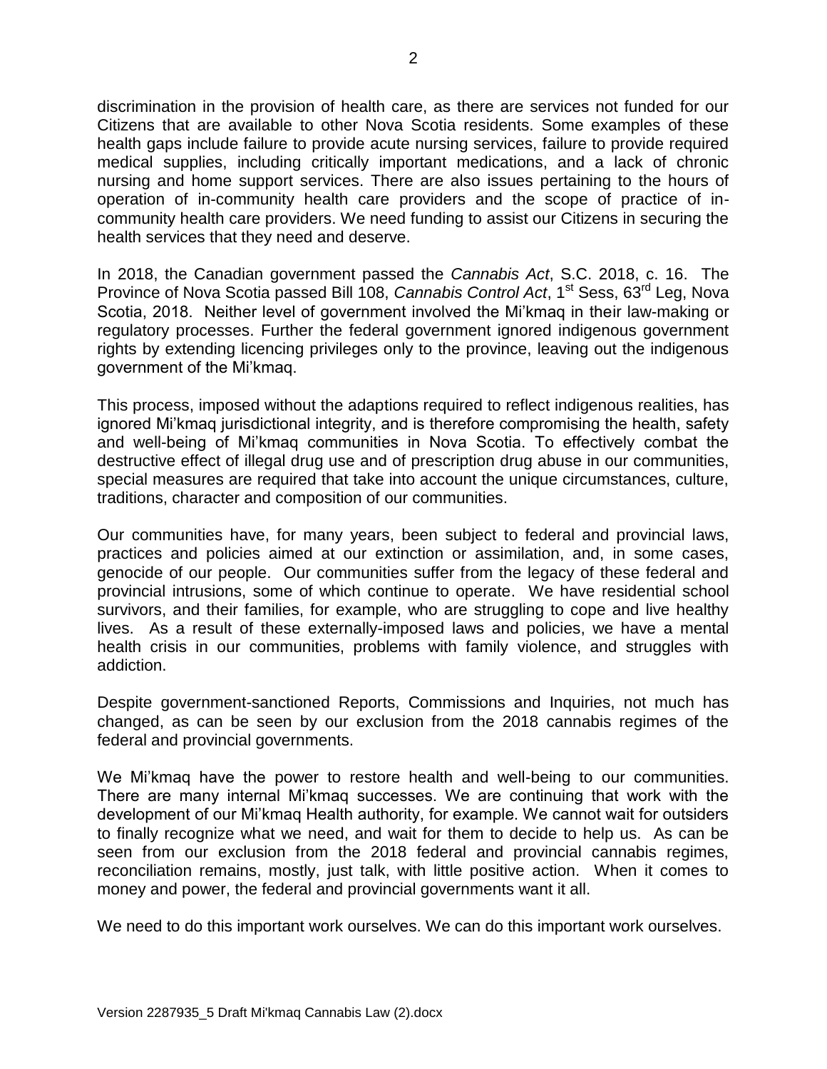discrimination in the provision of health care, as there are services not funded for our Citizens that are available to other Nova Scotia residents. Some examples of these health gaps include failure to provide acute nursing services, failure to provide required medical supplies, including critically important medications, and a lack of chronic nursing and home support services. There are also issues pertaining to the hours of operation of in-community health care providers and the scope of practice of in-community health care providers. We need funding to assist our Citizens in securing the health services that they need and deserve.

In 2018, the Canadian government passed the *Cannabis Act*, S.C. 2018, c. 16. The Province of Nova Scotia passed Bill 108, *Cannabis Control Act*, 1st Sess, 63rd Leg, Nova Scotia, 2018. Neither level of government involved the Mi'kmaq in their law-making or regulatory processes. Further the federal government ignored indigenous government rights by extending licencing privileges only to the province, leaving out the indigenous government of the Mi'kmaq.

This process, imposed without the adaptions required to reflect indigenous realities, has ignored Mi'kmaq jurisdictional integrity, and is therefore compromising the health, safety and well-being of Mi'kmaq communities in Nova Scotia. To effectively combat the destructive effect of illegal drug use and of prescription drug abuse in our communities, special measures are required that take into account the unique circumstances, culture, traditions, character and composition of our communities.

Our communities have, for many years, been subject to federal and provincial laws, practices and policies aimed at our extinction or assimilation, and, in some cases, genocide of our people. Our communities suffer from the legacy of these federal and provincial intrusions, some of which continue to operate. We have residential school survivors, and their families, for example, who are struggling to cope and live healthy lives. As a result of these externally-imposed laws and policies, we have a mental health crisis in our communities, problems with family violence, and struggles with addiction.

Despite government-sanctioned Reports, Commissions and Inquiries, not much has changed, as can be seen by our exclusion from the 2018 cannabis regimes of the federal and provincial governments.

We Mi'kmaq have the power to restore health and well-being to our communities. There are many internal Mi'kmaq successes. We are continuing that work with the development of our Mi'kmaq Health authority, for example. We cannot wait for outsiders to finally recognize what we need, and wait for them to decide to help us. As can be seen from our exclusion from the 2018 federal and provincial cannabis regimes, reconciliation remains, mostly, just talk, with little positive action. When it comes to money and power, the federal and provincial governments want it all.

We need to do this important work ourselves. We can do this important work ourselves.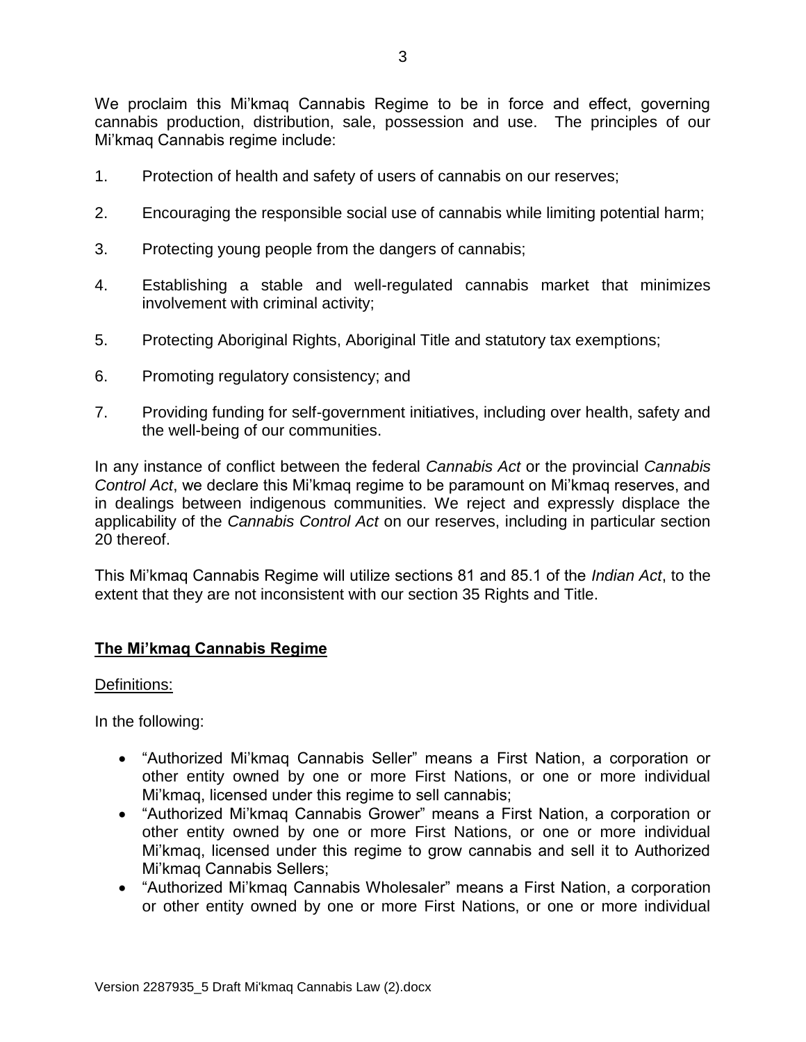We proclaim this Mi'kmaq Cannabis Regime to be in force and effect, governing cannabis production, distribution, sale, possession and use. The principles of our Mi'kmaq Cannabis regime include:

1. Protection of health and safety of users of cannabis on our reserves;
2. Encouraging the responsible social use of cannabis while limiting potential harm;
3. Protecting young people from the dangers of cannabis;
4. Establishing a stable and well-regulated cannabis market that minimizes involvement with criminal activity;
5. Protecting Aboriginal Rights, Aboriginal Title and statutory tax exemptions;
6. Promoting regulatory consistency; and
7. Providing funding for self-government initiatives, including over health, safety and the well-being of our communities.

In any instance of conflict between the federal *Cannabis Act* or the provincial *Cannabis Control Act*, we declare this Mi'kmaq regime to be paramount on Mi'kmaq reserves, and in dealings between indigenous communities. We reject and expressly displace the applicability of the *Cannabis Control Act* on our reserves, including in particular section 20 thereof.

This Mi'kmaq Cannabis Regime will utilize sections 81 and 85.1 of the *Indian Act*, to the extent that they are not inconsistent with our section 35 Rights and Title.

**The Mi'kmaq Cannabis Regime**

Definitions:

In the following:

- "Authorized Mi'kmaq Cannabis Seller" means a First Nation, a corporation or other entity owned by one or more First Nations, or one or more individual Mi'kmaq, licensed under this regime to sell cannabis;
- "Authorized Mi'kmaq Cannabis Grower" means a First Nation, a corporation or other entity owned by one or more First Nations, or one or more individual Mi'kmaq, licensed under this regime to grow cannabis and sell it to Authorized Mi'kmaq Cannabis Sellers;
- "Authorized Mi'kmaq Cannabis Wholesaler" means a First Nation, a corporation or other entity owned by one or more First Nations, or one or more individual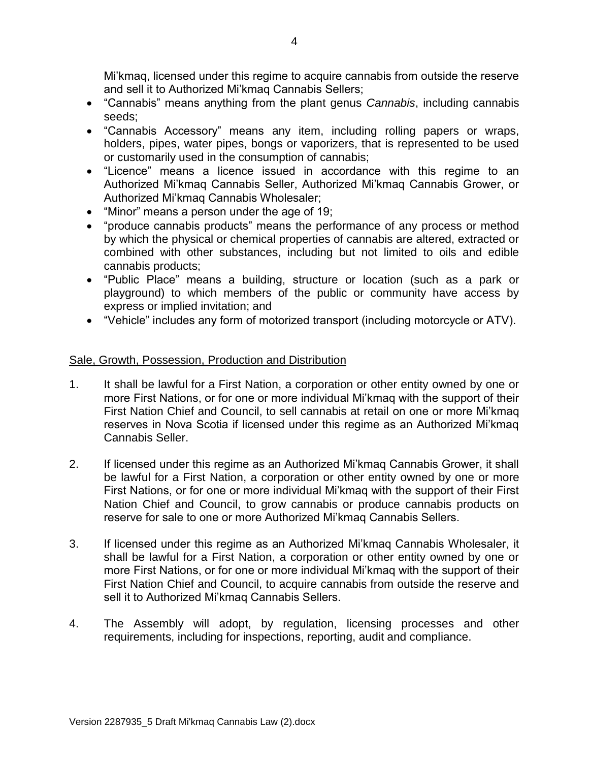Mi'kmaq, licensed under this regime to acquire cannabis from outside the reserve and sell it to Authorized Mi'kmaq Cannabis Sellers;

- "Cannabis" means anything from the plant genus *Cannabis*, including cannabis seeds;
- "Cannabis Accessory" means any item, including rolling papers or wraps, holders, pipes, water pipes, bongs or vaporizers, that is represented to be used or customarily used in the consumption of cannabis;
- "Licence" means a licence issued in accordance with this regime to an Authorized Mi'kmaq Cannabis Seller, Authorized Mi'kmaq Cannabis Grower, or Authorized Mi'kmaq Cannabis Wholesaler;
- "Minor" means a person under the age of 19;
- "produce cannabis products" means the performance of any process or method by which the physical or chemical properties of cannabis are altered, extracted or combined with other substances, including but not limited to oils and edible cannabis products;
- "Public Place" means a building, structure or location (such as a park or playground) to which members of the public or community have access by express or implied invitation; and
- "Vehicle" includes any form of motorized transport (including motorcycle or ATV).

<u>Sale, Growth, Possession, Production and Distribution</u>

1. It shall be lawful for a First Nation, a corporation or other entity owned by one or more First Nations, or for one or more individual Mi'kmaq with the support of their First Nation Chief and Council, to sell cannabis at retail on one or more Mi'kmaq reserves in Nova Scotia if licensed under this regime as an Authorized Mi'kmaq Cannabis Seller.

2. If licensed under this regime as an Authorized Mi'kmaq Cannabis Grower, it shall be lawful for a First Nation, a corporation or other entity owned by one or more First Nations, or for one or more individual Mi'kmaq with the support of their First Nation Chief and Council, to grow cannabis or produce cannabis products on reserve for sale to one or more Authorized Mi'kmaq Cannabis Sellers.

3. If licensed under this regime as an Authorized Mi'kmaq Cannabis Wholesaler, it shall be lawful for a First Nation, a corporation or other entity owned by one or more First Nations, or for one or more individual Mi'kmaq with the support of their First Nation Chief and Council, to acquire cannabis from outside the reserve and sell it to Authorized Mi'kmaq Cannabis Sellers.

4. The Assembly will adopt, by regulation, licensing processes and other requirements, including for inspections, reporting, audit and compliance.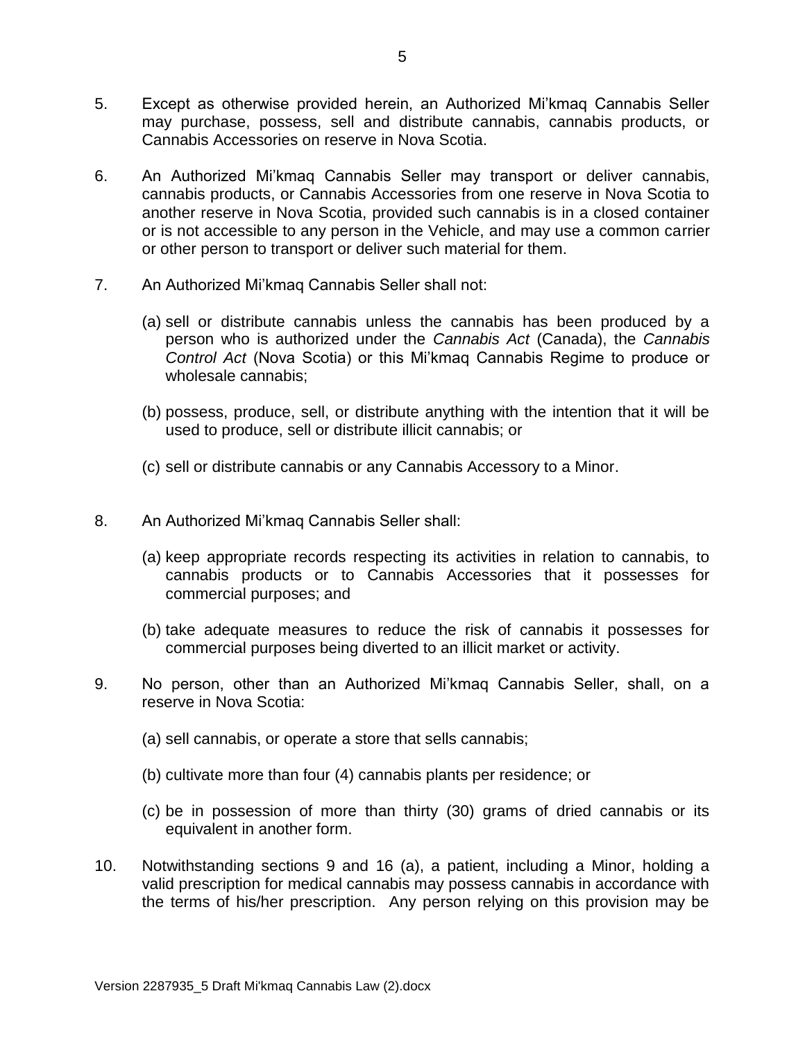5. Except as otherwise provided herein, an Authorized Mi'kmaq Cannabis Seller may purchase, possess, sell and distribute cannabis, cannabis products, or Cannabis Accessories on reserve in Nova Scotia.

6. An Authorized Mi'kmaq Cannabis Seller may transport or deliver cannabis, cannabis products, or Cannabis Accessories from one reserve in Nova Scotia to another reserve in Nova Scotia, provided such cannabis is in a closed container or is not accessible to any person in the Vehicle, and may use a common carrier or other person to transport or deliver such material for them.

7. An Authorized Mi'kmaq Cannabis Seller shall not:

   (a) sell or distribute cannabis unless the cannabis has been produced by a person who is authorized under the *Cannabis Act* (Canada), the *Cannabis Control Act* (Nova Scotia) or this Mi'kmaq Cannabis Regime to produce or wholesale cannabis;

   (b) possess, produce, sell, or distribute anything with the intention that it will be used to produce, sell or distribute illicit cannabis; or

   (c) sell or distribute cannabis or any Cannabis Accessory to a Minor.

8. An Authorized Mi'kmaq Cannabis Seller shall:

   (a) keep appropriate records respecting its activities in relation to cannabis, to cannabis products or to Cannabis Accessories that it possesses for commercial purposes; and

   (b) take adequate measures to reduce the risk of cannabis it possesses for commercial purposes being diverted to an illicit market or activity.

9. No person, other than an Authorized Mi'kmaq Cannabis Seller, shall, on a reserve in Nova Scotia:

   (a) sell cannabis, or operate a store that sells cannabis;

   (b) cultivate more than four (4) cannabis plants per residence; or

   (c) be in possession of more than thirty (30) grams of dried cannabis or its equivalent in another form.

10. Notwithstanding sections 9 and 16 (a), a patient, including a Minor, holding a valid prescription for medical cannabis may possess cannabis in accordance with the terms of his/her prescription. Any person relying on this provision may be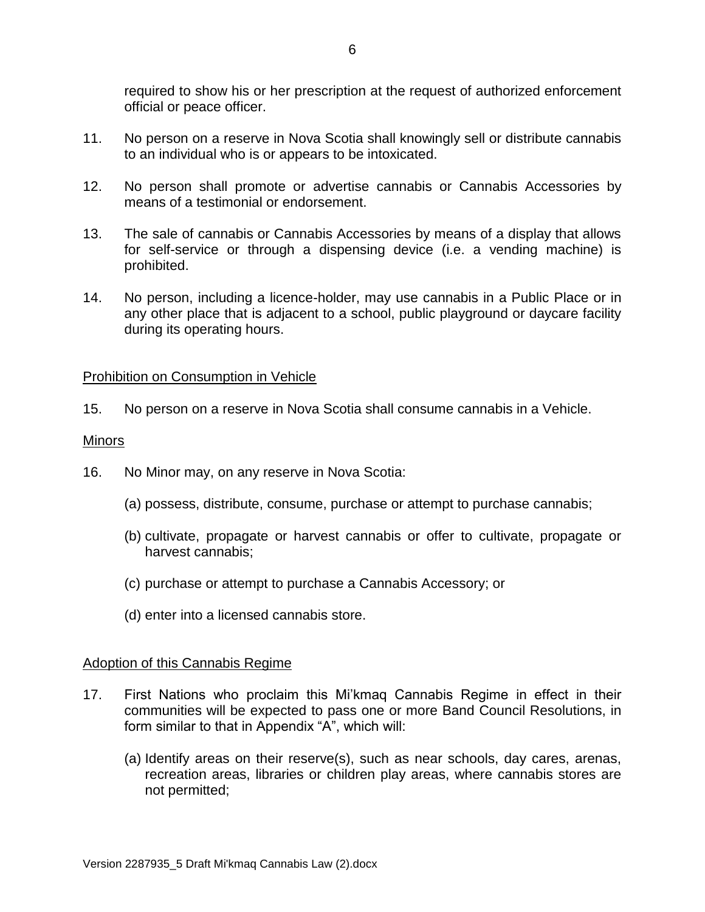required to show his or her prescription at the request of authorized enforcement official or peace officer.

11. No person on a reserve in Nova Scotia shall knowingly sell or distribute cannabis to an individual who is or appears to be intoxicated.

12. No person shall promote or advertise cannabis or Cannabis Accessories by means of a testimonial or endorsement.

13. The sale of cannabis or Cannabis Accessories by means of a display that allows for self-service or through a dispensing device (i.e. a vending machine) is prohibited.

14. No person, including a licence-holder, may use cannabis in a Public Place or in any other place that is adjacent to a school, public playground or daycare facility during its operating hours.

<u>Prohibition on Consumption in Vehicle</u>

15. No person on a reserve in Nova Scotia shall consume cannabis in a Vehicle.

<u>Minors</u>

16. No Minor may, on any reserve in Nova Scotia:

    (a) possess, distribute, consume, purchase or attempt to purchase cannabis;

    (b) cultivate, propagate or harvest cannabis or offer to cultivate, propagate or harvest cannabis;

    (c) purchase or attempt to purchase a Cannabis Accessory; or

    (d) enter into a licensed cannabis store.

<u>Adoption of this Cannabis Regime</u>

17. First Nations who proclaim this Mi'kmaq Cannabis Regime in effect in their communities will be expected to pass one or more Band Council Resolutions, in form similar to that in Appendix "A", which will:

    (a) Identify areas on their reserve(s), such as near schools, day cares, arenas, recreation areas, libraries or children play areas, where cannabis stores are not permitted;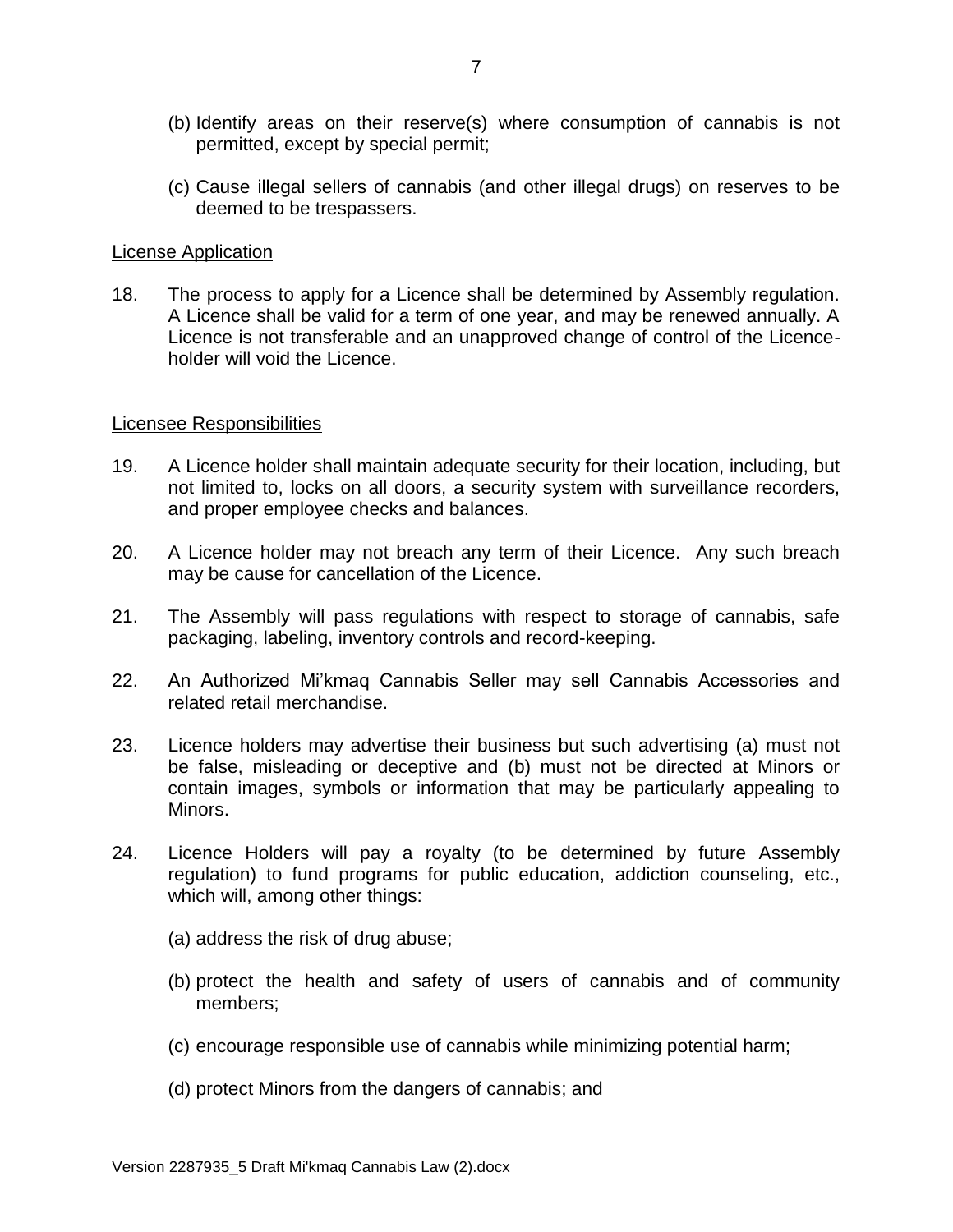(b) Identify areas on their reserve(s) where consumption of cannabis is not permitted, except by special permit;

(c) Cause illegal sellers of cannabis (and other illegal drugs) on reserves to be deemed to be trespassers.

License Application

18. The process to apply for a Licence shall be determined by Assembly regulation. A Licence shall be valid for a term of one year, and may be renewed annually. A Licence is not transferable and an unapproved change of control of the Licence-holder will void the Licence.

Licensee Responsibilities

19. A Licence holder shall maintain adequate security for their location, including, but not limited to, locks on all doors, a security system with surveillance recorders, and proper employee checks and balances.

20. A Licence holder may not breach any term of their Licence. Any such breach may be cause for cancellation of the Licence.

21. The Assembly will pass regulations with respect to storage of cannabis, safe packaging, labeling, inventory controls and record-keeping.

22. An Authorized Mi'kmaq Cannabis Seller may sell Cannabis Accessories and related retail merchandise.

23. Licence holders may advertise their business but such advertising (a) must not be false, misleading or deceptive and (b) must not be directed at Minors or contain images, symbols or information that may be particularly appealing to Minors.

24. Licence Holders will pay a royalty (to be determined by future Assembly regulation) to fund programs for public education, addiction counseling, etc., which will, among other things:

(a) address the risk of drug abuse;

(b) protect the health and safety of users of cannabis and of community members;

(c) encourage responsible use of cannabis while minimizing potential harm;

(d) protect Minors from the dangers of cannabis; and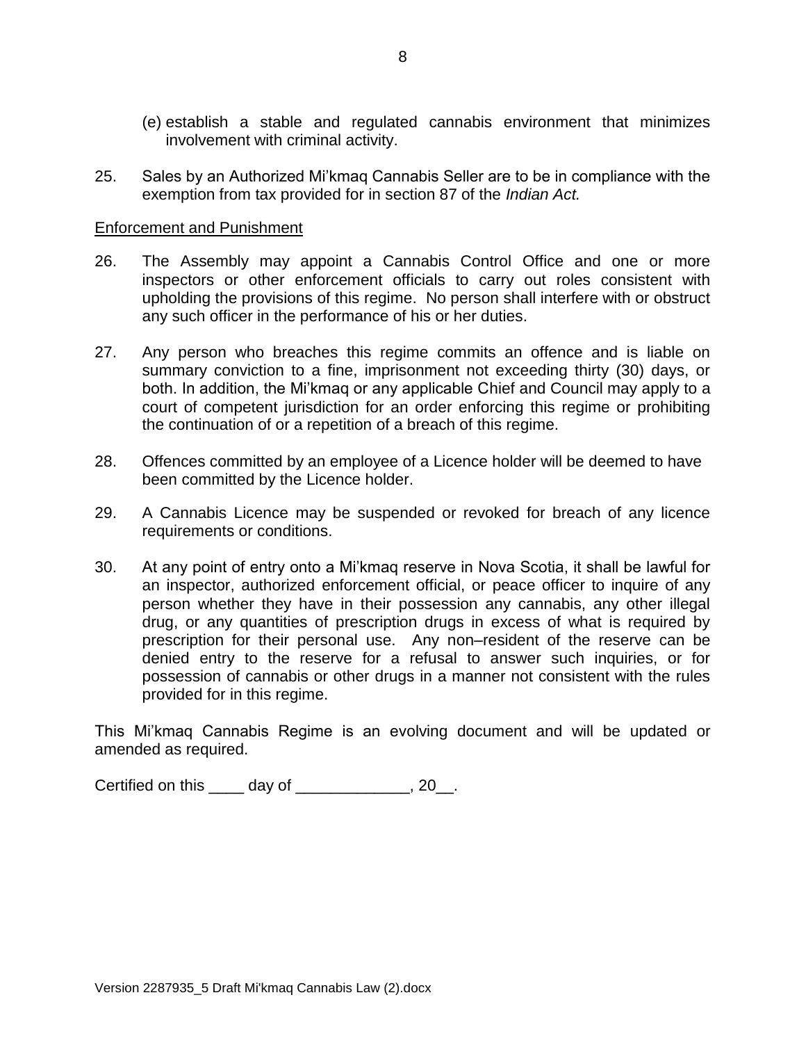(e) establish a stable and regulated cannabis environment that minimizes involvement with criminal activity.

25. Sales by an Authorized Mi'kmaq Cannabis Seller are to be in compliance with the exemption from tax provided for in section 87 of the *Indian Act.*

<u>Enforcement and Punishment</u>

26. The Assembly may appoint a Cannabis Control Office and one or more inspectors or other enforcement officials to carry out roles consistent with upholding the provisions of this regime. No person shall interfere with or obstruct any such officer in the performance of his or her duties.

27. Any person who breaches this regime commits an offence and is liable on summary conviction to a fine, imprisonment not exceeding thirty (30) days, or both. In addition, the Mi'kmaq or any applicable Chief and Council may apply to a court of competent jurisdiction for an order enforcing this regime or prohibiting the continuation of or a repetition of a breach of this regime.

28. Offences committed by an employee of a Licence holder will be deemed to have been committed by the Licence holder.

29. A Cannabis Licence may be suspended or revoked for breach of any licence requirements or conditions.

30. At any point of entry onto a Mi'kmaq reserve in Nova Scotia, it shall be lawful for an inspector, authorized enforcement official, or peace officer to inquire of any person whether they have in their possession any cannabis, any other illegal drug, or any quantities of prescription drugs in excess of what is required by prescription for their personal use. Any non–resident of the reserve can be denied entry to the reserve for a refusal to answer such inquiries, or for possession of cannabis or other drugs in a manner not consistent with the rules provided for in this regime.

This Mi'kmaq Cannabis Regime is an evolving document and will be updated or amended as required.

Certified on this ____ day of _____________, 20__.

Version 2287935_5 Draft Mi'kmaq Cannabis Law (2).docx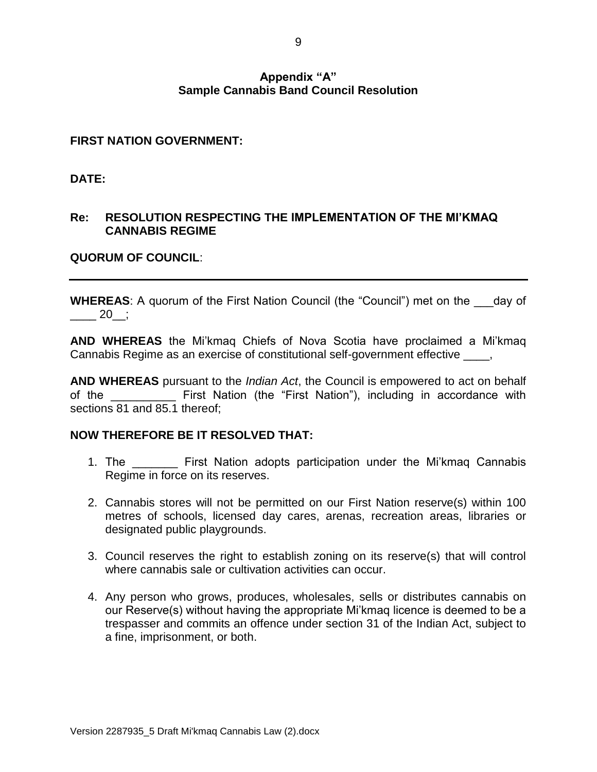## Appendix "A"
## Sample Cannabis Band Council Resolution

**FIRST NATION GOVERNMENT:**

**DATE:**

**Re: RESOLUTION RESPECTING THE IMPLEMENTATION OF THE MI'KMAQ CANNABIS REGIME**

**QUORUM OF COUNCIL**:

---

**WHEREAS**: A quorum of the First Nation Council (the "Council") met on the ___day of ____ 20__;

**AND WHEREAS** the Mi'kmaq Chiefs of Nova Scotia have proclaimed a Mi'kmaq Cannabis Regime as an exercise of constitutional self-government effective ____,

**AND WHEREAS** pursuant to the *Indian Act*, the Council is empowered to act on behalf of the __________ First Nation (the "First Nation"), including in accordance with sections 81 and 85.1 thereof;

**NOW THEREFORE BE IT RESOLVED THAT:**

1. The _______ First Nation adopts participation under the Mi'kmaq Cannabis Regime in force on its reserves.

2. Cannabis stores will not be permitted on our First Nation reserve(s) within 100 metres of schools, licensed day cares, arenas, recreation areas, libraries or designated public playgrounds.

3. Council reserves the right to establish zoning on its reserve(s) that will control where cannabis sale or cultivation activities can occur.

4. Any person who grows, produces, wholesales, sells or distributes cannabis on our Reserve(s) without having the appropriate Mi'kmaq licence is deemed to be a trespasser and commits an offence under section 31 of the Indian Act, subject to a fine, imprisonment, or both.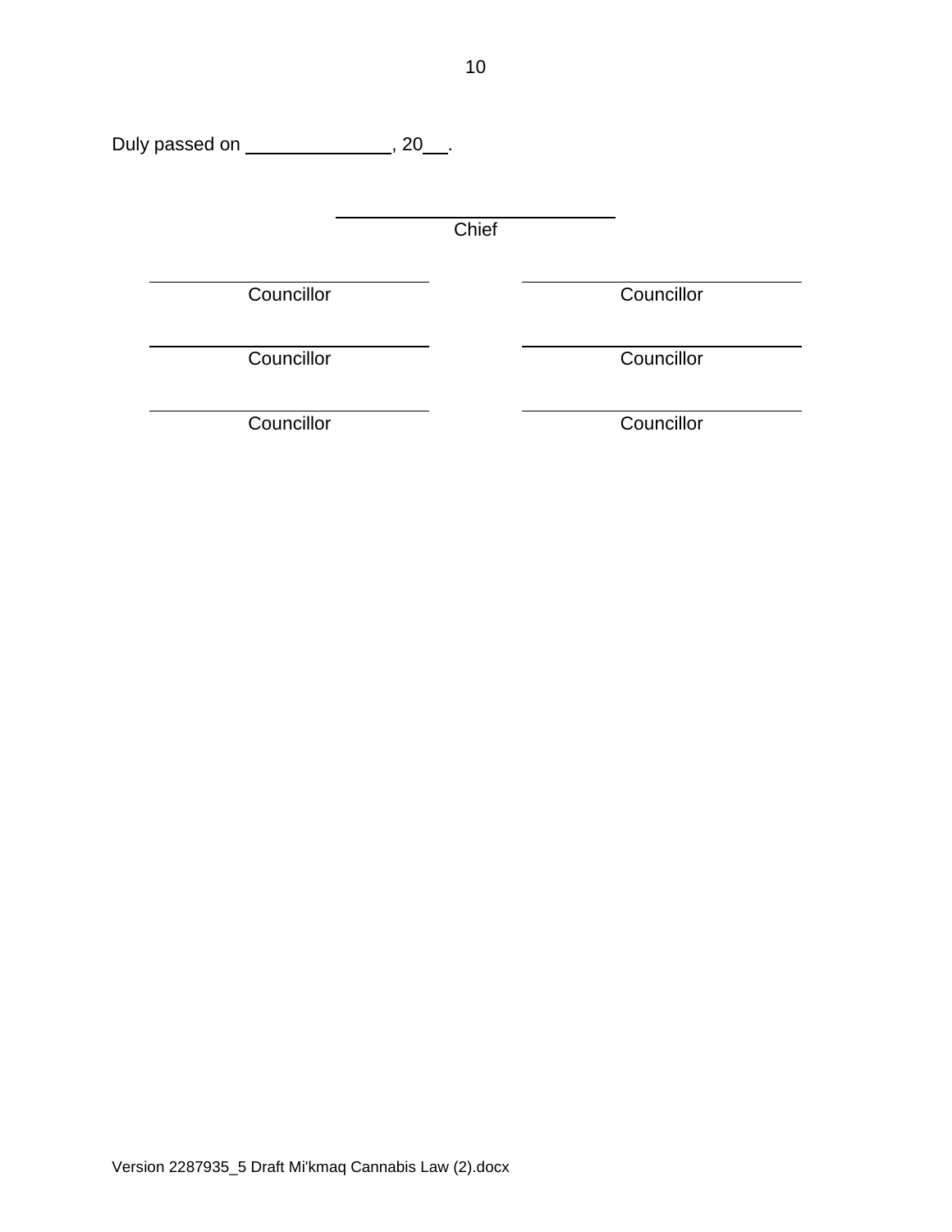Duly passed on \_\_\_\_\_\_\_\_\_\_\_\_\_\_, 20\_\_.

\_\_\_\_\_\_\_\_\_\_\_\_\_\_\_\_\_\_\_\_\_\_\_\_\_\_\_\_
Chief

| | |
|---|---|
| \_\_\_\_\_\_\_\_\_\_\_\_\_\_\_\_\_\_\_\_\_\_\_\_\_\_\_\_ Councillor | \_\_\_\_\_\_\_\_\_\_\_\_\_\_\_\_\_\_\_\_\_\_\_\_\_\_\_\_ Councillor |
| \_\_\_\_\_\_\_\_\_\_\_\_\_\_\_\_\_\_\_\_\_\_\_\_\_\_\_\_ Councillor | \_\_\_\_\_\_\_\_\_\_\_\_\_\_\_\_\_\_\_\_\_\_\_\_\_\_\_\_ Councillor |
| \_\_\_\_\_\_\_\_\_\_\_\_\_\_\_\_\_\_\_\_\_\_\_\_\_\_\_\_ Councillor | \_\_\_\_\_\_\_\_\_\_\_\_\_\_\_\_\_\_\_\_\_\_\_\_\_\_\_\_ Councillor |

Version 2287935_5 Draft Mi'kmaq Cannabis Law (2).docx